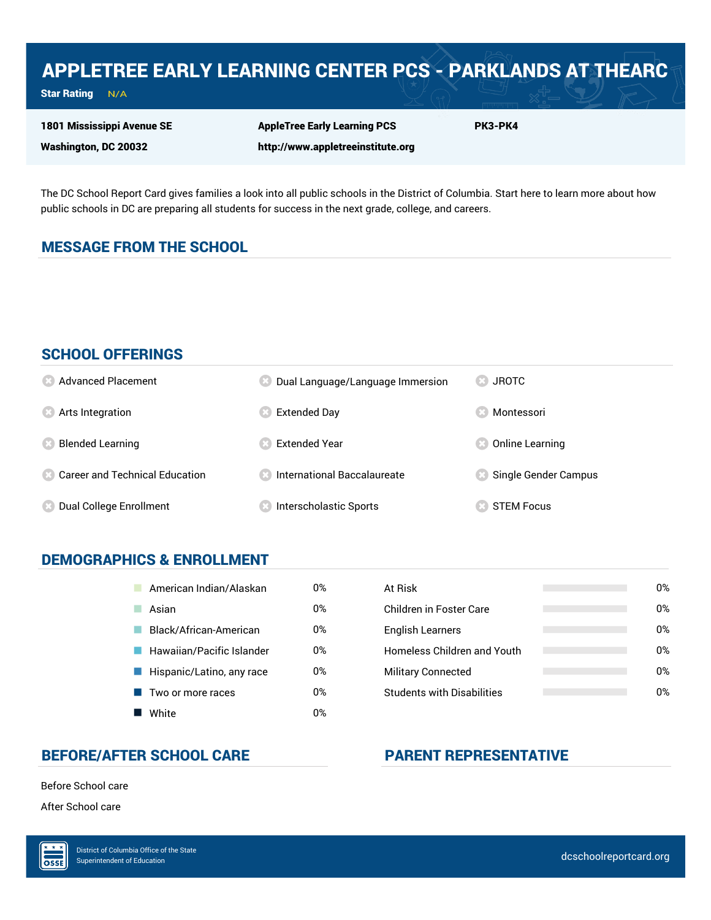# APPLETREE EARLY LEARNING CENTER PCS - PARKLANDS AT THEARC

**Star Rating** N/A

**1801 Mississippi Avenue SE**
**Washington, DC 20032**

**AppleTree Early Learning PCS**
**http://www.appletreeinstitute.org**

**PK3-PK4**

The DC School Report Card gives families a look into all public schools in the District of Columbia. Start here to learn more about how public schools in DC are preparing all students for success in the next grade, college, and careers.

## MESSAGE FROM THE SCHOOL

## SCHOOL OFFERINGS

- Advanced Placement
- Arts Integration
- Blended Learning
- Career and Technical Education
- Dual College Enrollment
- Dual Language/Language Immersion
- Extended Day
- Extended Year
- International Baccalaureate
- Interscholastic Sports
- JROTC
- Montessori
- Online Learning
- Single Gender Campus
- STEM Focus

## DEMOGRAPHICS & ENROLLMENT

| Race/Ethnicity | % |
|---|---|
| American Indian/Alaskan | 0% |
| Asian | 0% |
| Black/African-American | 0% |
| Hawaiian/Pacific Islander | 0% |
| Hispanic/Latino, any race | 0% |
| Two or more races | 0% |
| White | 0% |

| Student Group | % |
|---|---|
| At Risk | 0% |
| Children in Foster Care | 0% |
| English Learners | 0% |
| Homeless Children and Youth | 0% |
| Military Connected | 0% |
| Students with Disabilities | 0% |

## BEFORE/AFTER SCHOOL CARE

Before School care

After School care

## PARENT REPRESENTATIVE

District of Columbia Office of the State Superintendent of Education

dcschoolreportcard.org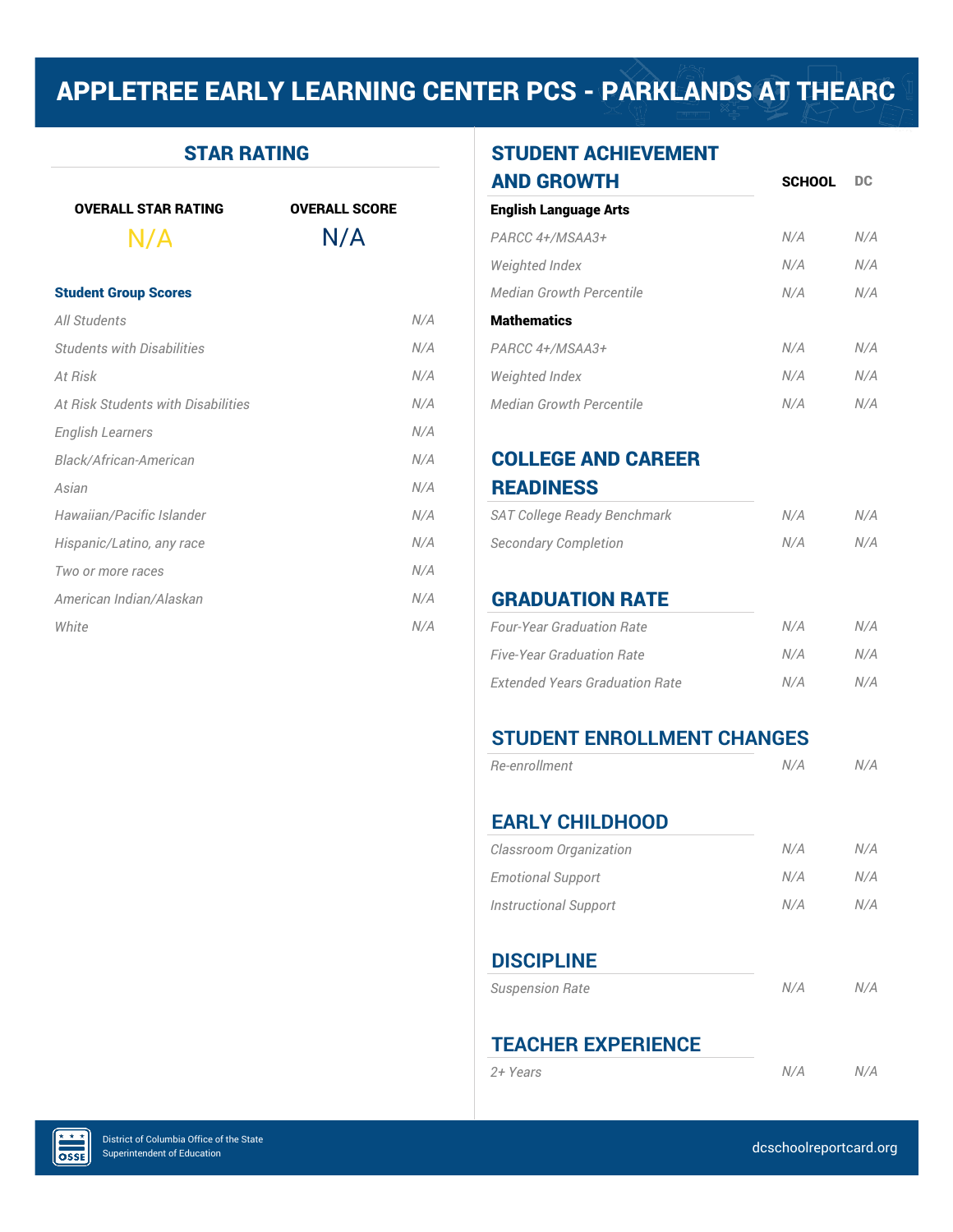# APPLETREE EARLY LEARNING CENTER PCS - PARKLANDS AT THEARC

## STAR RATING

| OVERALL STAR RATING | OVERALL SCORE |
|---|---|
| N/A | N/A |

### Student Group Scores

| | |
|---|---|
| *All Students* | *N/A* |
| *Students with Disabilities* | *N/A* |
| *At Risk* | *N/A* |
| *At Risk Students with Disabilities* | *N/A* |
| *English Learners* | *N/A* |
| *Black/African-American* | *N/A* |
| *Asian* | *N/A* |
| *Hawaiian/Pacific Islander* | *N/A* |
| *Hispanic/Latino, any race* | *N/A* |
| *Two or more races* | *N/A* |
| *American Indian/Alaskan* | *N/A* |
| *White* | *N/A* |

## STUDENT ACHIEVEMENT AND GROWTH

| | SCHOOL | DC |
|---|---|---|
| **English Language Arts** | | |
| *PARCC 4+/MSAA3+* | *N/A* | *N/A* |
| *Weighted Index* | *N/A* | *N/A* |
| *Median Growth Percentile* | *N/A* | *N/A* |
| **Mathematics** | | |
| *PARCC 4+/MSAA3+* | *N/A* | *N/A* |
| *Weighted Index* | *N/A* | *N/A* |
| *Median Growth Percentile* | *N/A* | *N/A* |

## COLLEGE AND CAREER READINESS

| | | |
|---|---|---|
| *SAT College Ready Benchmark* | *N/A* | *N/A* |
| *Secondary Completion* | *N/A* | *N/A* |

## GRADUATION RATE

| | | |
|---|---|---|
| *Four-Year Graduation Rate* | *N/A* | *N/A* |
| *Five-Year Graduation Rate* | *N/A* | *N/A* |
| *Extended Years Graduation Rate* | *N/A* | *N/A* |

## STUDENT ENROLLMENT CHANGES

| | | |
|---|---|---|
| *Re-enrollment* | *N/A* | *N/A* |

## EARLY CHILDHOOD

| | | |
|---|---|---|
| *Classroom Organization* | *N/A* | *N/A* |
| *Emotional Support* | *N/A* | *N/A* |
| *Instructional Support* | *N/A* | *N/A* |

## DISCIPLINE

| | | |
|---|---|---|
| *Suspension Rate* | *N/A* | *N/A* |

## TEACHER EXPERIENCE

| | | |
|---|---|---|
| *2+ Years* | *N/A* | *N/A* |

District of Columbia Office of the State Superintendent of Education

dcschoolreportcard.org